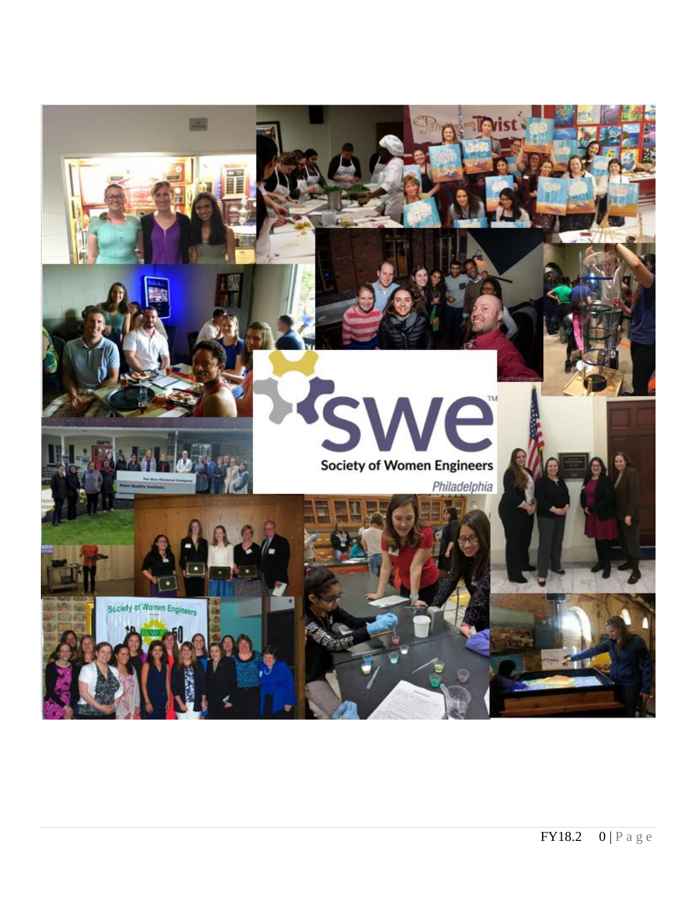# Society of Women Engineers

*Philadelphia*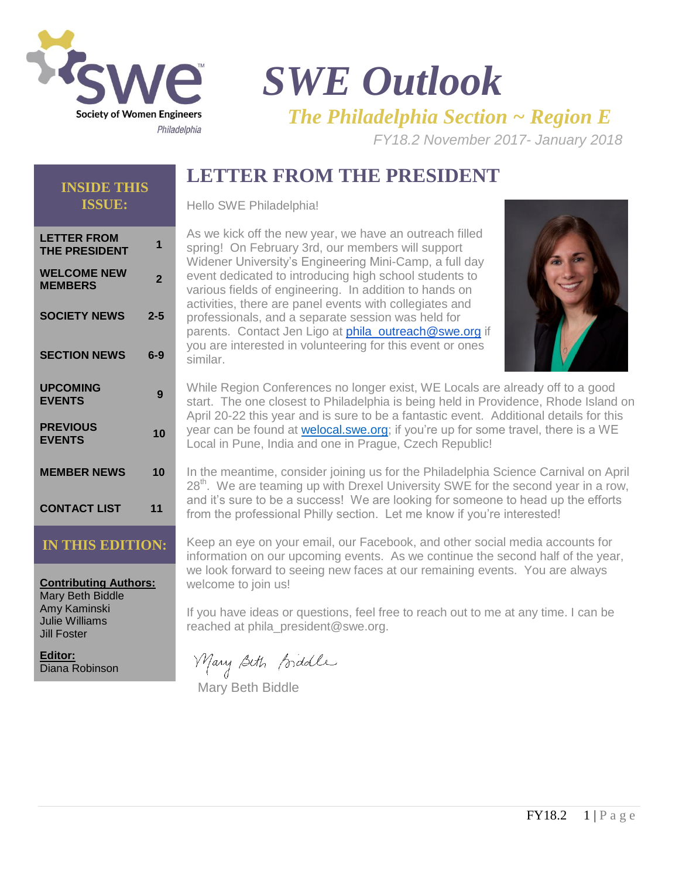# SWE Outlook

## *The Philadelphia Section ~ Region E*

*FY18.2 November 2017- January 2018*

**INSIDE THIS ISSUE:**

| | |
|---|---|
| LETTER FROM THE PRESIDENT | 1 |
| WELCOME NEW MEMBERS | 2 |
| SOCIETY NEWS | 2-5 |
| SECTION NEWS | 6-9 |
| UPCOMING EVENTS | 9 |
| PREVIOUS EVENTS | 10 |
| MEMBER NEWS | 10 |
| CONTACT LIST | 11 |

**IN THIS EDITION:**

**Contributing Authors:**
Mary Beth Biddle
Amy Kaminski
Julie Williams
Jill Foster

**Editor:**
Diana Robinson

## LETTER FROM THE PRESIDENT

Hello SWE Philadelphia!

As we kick off the new year, we have an outreach filled spring! On February 3rd, our members will support Widener University's Engineering Mini-Camp, a full day event dedicated to introducing high school students to various fields of engineering. In addition to hands on activities, there are panel events with collegiates and professionals, and a separate session was held for parents. Contact Jen Ligo at phila_outreach@swe.org if you are interested in volunteering for this event or ones similar.

While Region Conferences no longer exist, WE Locals are already off to a good start. The one closest to Philadelphia is being held in Providence, Rhode Island on April 20-22 this year and is sure to be a fantastic event. Additional details for this year can be found at welocal.swe.org; if you're up for some travel, there is a WE Local in Pune, India and one in Prague, Czech Republic!

In the meantime, consider joining us for the Philadelphia Science Carnival on April 28th. We are teaming up with Drexel University SWE for the second year in a row, and it's sure to be a success! We are looking for someone to head up the efforts from the professional Philly section. Let me know if you're interested!

Keep an eye on your email, our Facebook, and other social media accounts for information on our upcoming events. As we continue the second half of the year, we look forward to seeing new faces at our remaining events. You are always welcome to join us!

If you have ideas or questions, feel free to reach out to me at any time. I can be reached at phila_president@swe.org.

*Mary Beth Biddle*

Mary Beth Biddle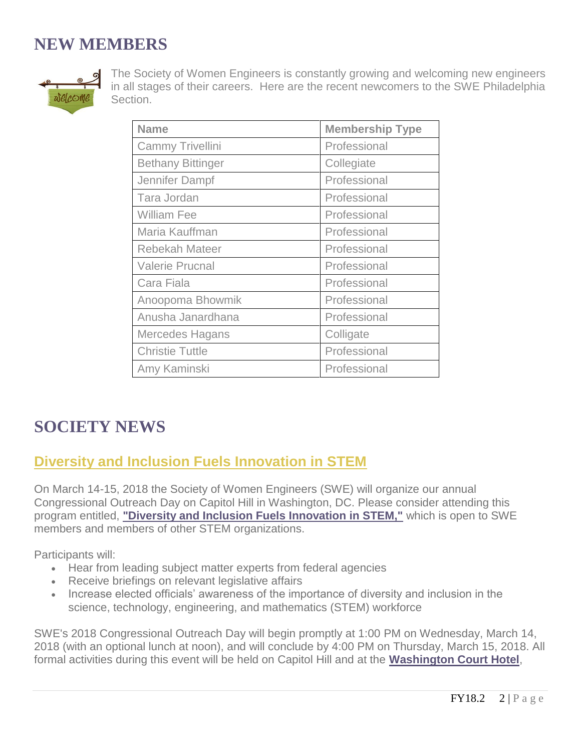## NEW MEMBERS

The Society of Women Engineers is constantly growing and welcoming new engineers in all stages of their careers. Here are the recent newcomers to the SWE Philadelphia Section.

| Name | Membership Type |
|---|---|
| Cammy Trivellini | Professional |
| Bethany Bittinger | Collegiate |
| Jennifer Dampf | Professional |
| Tara Jordan | Professional |
| William Fee | Professional |
| Maria Kauffman | Professional |
| Rebekah Mateer | Professional |
| Valerie Prucnal | Professional |
| Cara Fiala | Professional |
| Anoopoma Bhowmik | Professional |
| Anusha Janardhana | Professional |
| Mercedes Hagans | Colligate |
| Christie Tuttle | Professional |
| Amy Kaminski | Professional |

## SOCIETY NEWS

### Diversity and Inclusion Fuels Innovation in STEM

On March 14-15, 2018 the Society of Women Engineers (SWE) will organize our annual Congressional Outreach Day on Capitol Hill in Washington, DC. Please consider attending this program entitled, **"Diversity and Inclusion Fuels Innovation in STEM,"** which is open to SWE members and members of other STEM organizations.

Participants will:

- Hear from leading subject matter experts from federal agencies
- Receive briefings on relevant legislative affairs
- Increase elected officials' awareness of the importance of diversity and inclusion in the science, technology, engineering, and mathematics (STEM) workforce

SWE's 2018 Congressional Outreach Day will begin promptly at 1:00 PM on Wednesday, March 14, 2018 (with an optional lunch at noon), and will conclude by 4:00 PM on Thursday, March 15, 2018. All formal activities during this event will be held on Capitol Hill and at the **Washington Court Hotel**,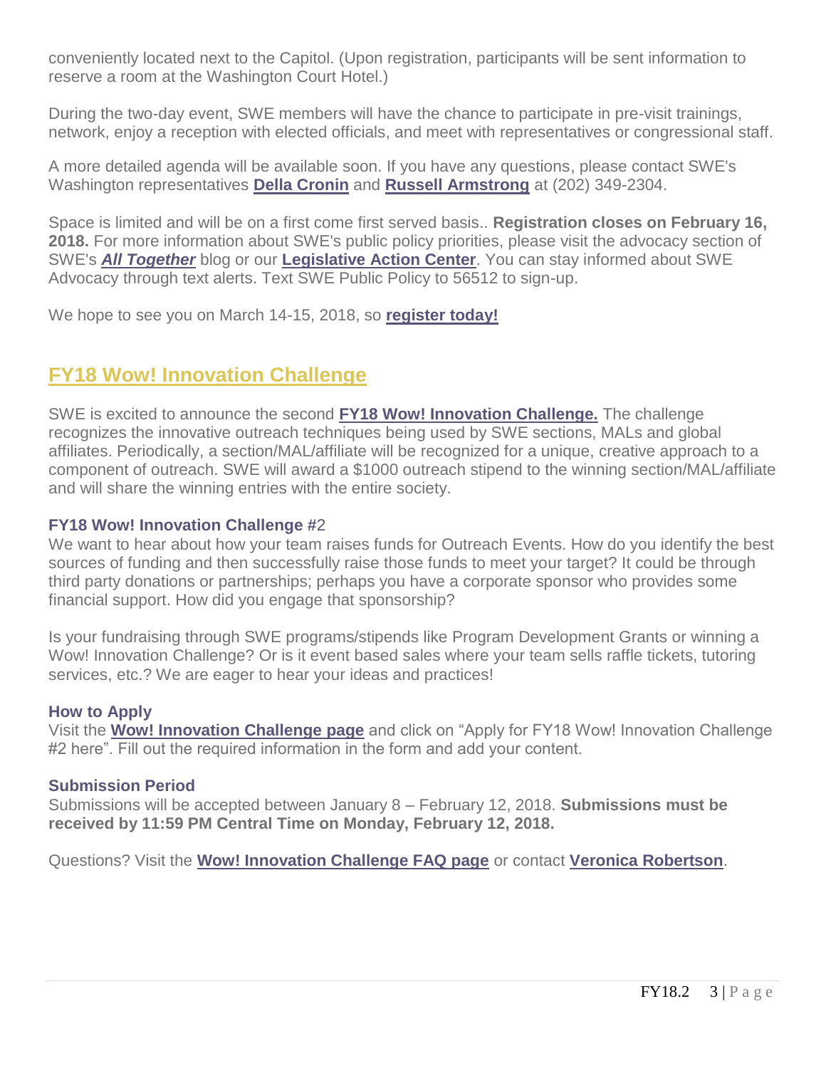conveniently located next to the Capitol. (Upon registration, participants will be sent information to reserve a room at the Washington Court Hotel.)

During the two-day event, SWE members will have the chance to participate in pre-visit trainings, network, enjoy a reception with elected officials, and meet with representatives or congressional staff.

A more detailed agenda will be available soon. If you have any questions, please contact SWE's Washington representatives **Della Cronin** and **Russell Armstrong** at (202) 349-2304.

Space is limited and will be on a first come first served basis.. **Registration closes on February 16, 2018.** For more information about SWE's public policy priorities, please visit the advocacy section of SWE's ***All Together*** blog or our **Legislative Action Center**. You can stay informed about SWE Advocacy through text alerts. Text SWE Public Policy to 56512 to sign-up.

We hope to see you on March 14-15, 2018, so **register today!**

## FY18 Wow! Innovation Challenge

SWE is excited to announce the second **FY18 Wow! Innovation Challenge.** The challenge recognizes the innovative outreach techniques being used by SWE sections, MALs and global affiliates. Periodically, a section/MAL/affiliate will be recognized for a unique, creative approach to a component of outreach. SWE will award a $1000 outreach stipend to the winning section/MAL/affiliate and will share the winning entries with the entire society.

### FY18 Wow! Innovation Challenge #2

We want to hear about how your team raises funds for Outreach Events. How do you identify the best sources of funding and then successfully raise those funds to meet your target? It could be through third party donations or partnerships; perhaps you have a corporate sponsor who provides some financial support. How did you engage that sponsorship?

Is your fundraising through SWE programs/stipends like Program Development Grants or winning a Wow! Innovation Challenge? Or is it event based sales where your team sells raffle tickets, tutoring services, etc.? We are eager to hear your ideas and practices!

### How to Apply

Visit the **Wow! Innovation Challenge page** and click on "Apply for FY18 Wow! Innovation Challenge #2 here". Fill out the required information in the form and add your content.

### Submission Period

Submissions will be accepted between January 8 – February 12, 2018. **Submissions must be received by 11:59 PM Central Time on Monday, February 12, 2018.**

Questions? Visit the **Wow! Innovation Challenge FAQ page** or contact **Veronica Robertson**.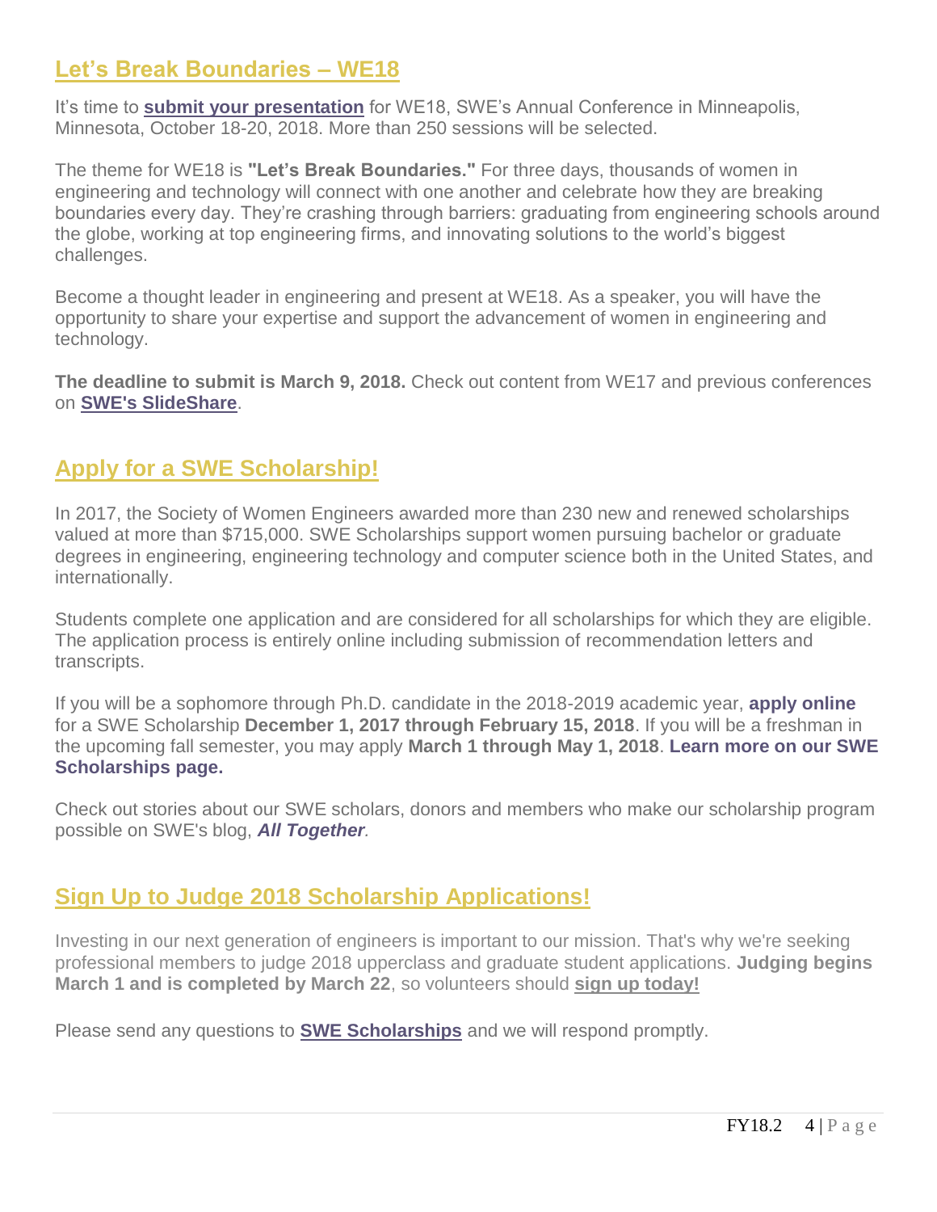## Let's Break Boundaries – WE18

It's time to **submit your presentation** for WE18, SWE's Annual Conference in Minneapolis, Minnesota, October 18-20, 2018. More than 250 sessions will be selected.

The theme for WE18 is **"Let's Break Boundaries."** For three days, thousands of women in engineering and technology will connect with one another and celebrate how they are breaking boundaries every day. They're crashing through barriers: graduating from engineering schools around the globe, working at top engineering firms, and innovating solutions to the world's biggest challenges.

Become a thought leader in engineering and present at WE18. As a speaker, you will have the opportunity to share your expertise and support the advancement of women in engineering and technology.

**The deadline to submit is March 9, 2018.** Check out content from WE17 and previous conferences on **SWE's SlideShare**.

## Apply for a SWE Scholarship!

In 2017, the Society of Women Engineers awarded more than 230 new and renewed scholarships valued at more than $715,000. SWE Scholarships support women pursuing bachelor or graduate degrees in engineering, engineering technology and computer science both in the United States, and internationally.

Students complete one application and are considered for all scholarships for which they are eligible. The application process is entirely online including submission of recommendation letters and transcripts.

If you will be a sophomore through Ph.D. candidate in the 2018-2019 academic year, **apply online** for a SWE Scholarship **December 1, 2017 through February 15, 2018**. If you will be a freshman in the upcoming fall semester, you may apply **March 1 through May 1, 2018**. **Learn more on our SWE Scholarships page.**

Check out stories about our SWE scholars, donors and members who make our scholarship program possible on SWE's blog, ***All Together***.

## Sign Up to Judge 2018 Scholarship Applications!

Investing in our next generation of engineers is important to our mission. That's why we're seeking professional members to judge 2018 upperclass and graduate student applications. **Judging begins March 1 and is completed by March 22**, so volunteers should **sign up today!**

Please send any questions to **SWE Scholarships** and we will respond promptly.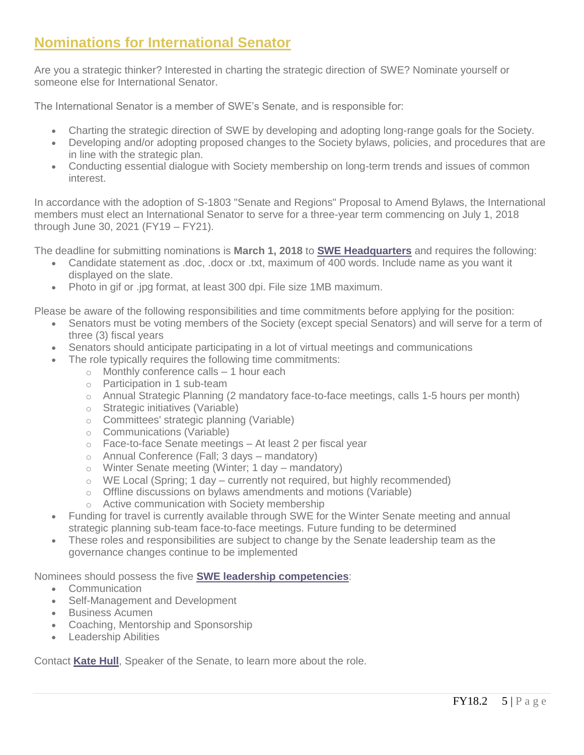## Nominations for International Senator

Are you a strategic thinker? Interested in charting the strategic direction of SWE? Nominate yourself or someone else for International Senator.

The International Senator is a member of SWE's Senate, and is responsible for:

- Charting the strategic direction of SWE by developing and adopting long-range goals for the Society.
- Developing and/or adopting proposed changes to the Society bylaws, policies, and procedures that are in line with the strategic plan.
- Conducting essential dialogue with Society membership on long-term trends and issues of common interest.

In accordance with the adoption of S-1803 "Senate and Regions" Proposal to Amend Bylaws, the International members must elect an International Senator to serve for a three-year term commencing on July 1, 2018 through June 30, 2021 (FY19 – FY21).

The deadline for submitting nominations is **March 1, 2018** to **SWE Headquarters** and requires the following:

- Candidate statement as .doc, .docx or .txt, maximum of 400 words. Include name as you want it displayed on the slate.
- Photo in gif or .jpg format, at least 300 dpi. File size 1MB maximum.

Please be aware of the following responsibilities and time commitments before applying for the position:

- Senators must be voting members of the Society (except special Senators) and will serve for a term of three (3) fiscal years
- Senators should anticipate participating in a lot of virtual meetings and communications
- The role typically requires the following time commitments:
  - Monthly conference calls – 1 hour each
  - Participation in 1 sub-team
  - Annual Strategic Planning (2 mandatory face-to-face meetings, calls 1-5 hours per month)
  - Strategic initiatives (Variable)
  - Committees' strategic planning (Variable)
  - Communications (Variable)
  - Face-to-face Senate meetings – At least 2 per fiscal year
  - Annual Conference (Fall; 3 days – mandatory)
  - Winter Senate meeting (Winter; 1 day – mandatory)
  - WE Local (Spring; 1 day – currently not required, but highly recommended)
  - Offline discussions on bylaws amendments and motions (Variable)
  - Active communication with Society membership
- Funding for travel is currently available through SWE for the Winter Senate meeting and annual strategic planning sub-team face-to-face meetings. Future funding to be determined
- These roles and responsibilities are subject to change by the Senate leadership team as the governance changes continue to be implemented

Nominees should possess the five **SWE leadership competencies**:

- Communication
- Self-Management and Development
- Business Acumen
- Coaching, Mentorship and Sponsorship
- Leadership Abilities

Contact **Kate Hull**, Speaker of the Senate, to learn more about the role.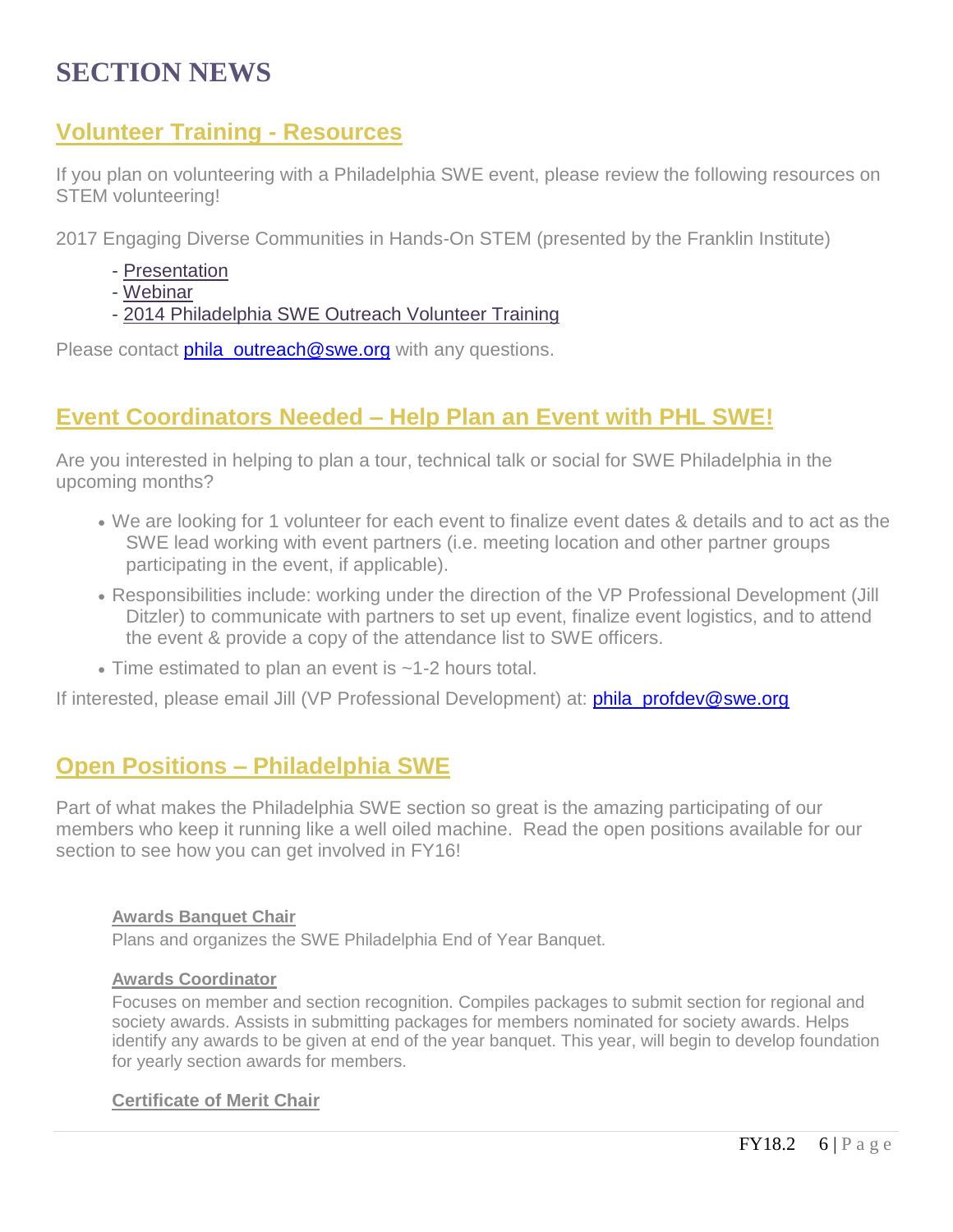# SECTION NEWS

## Volunteer Training - Resources

If you plan on volunteering with a Philadelphia SWE event, please review the following resources on STEM volunteering!

2017 Engaging Diverse Communities in Hands-On STEM (presented by the Franklin Institute)

- Presentation
- Webinar
- 2014 Philadelphia SWE Outreach Volunteer Training

Please contact phila_outreach@swe.org with any questions.

## Event Coordinators Needed – Help Plan an Event with PHL SWE!

Are you interested in helping to plan a tour, technical talk or social for SWE Philadelphia in the upcoming months?

- We are looking for 1 volunteer for each event to finalize event dates & details and to act as the SWE lead working with event partners (i.e. meeting location and other partner groups participating in the event, if applicable).
- Responsibilities include: working under the direction of the VP Professional Development (Jill Ditzler) to communicate with partners to set up event, finalize event logistics, and to attend the event & provide a copy of the attendance list to SWE officers.
- Time estimated to plan an event is ~1-2 hours total.

If interested, please email Jill (VP Professional Development) at: phila_profdev@swe.org

## Open Positions – Philadelphia SWE

Part of what makes the Philadelphia SWE section so great is the amazing participating of our members who keep it running like a well oiled machine. Read the open positions available for our section to see how you can get involved in FY16!

**Awards Banquet Chair**
Plans and organizes the SWE Philadelphia End of Year Banquet.

**Awards Coordinator**
Focuses on member and section recognition. Compiles packages to submit section for regional and society awards. Assists in submitting packages for members nominated for society awards. Helps identify any awards to be given at end of the year banquet. This year, will begin to develop foundation for yearly section awards for members.

**Certificate of Merit Chair**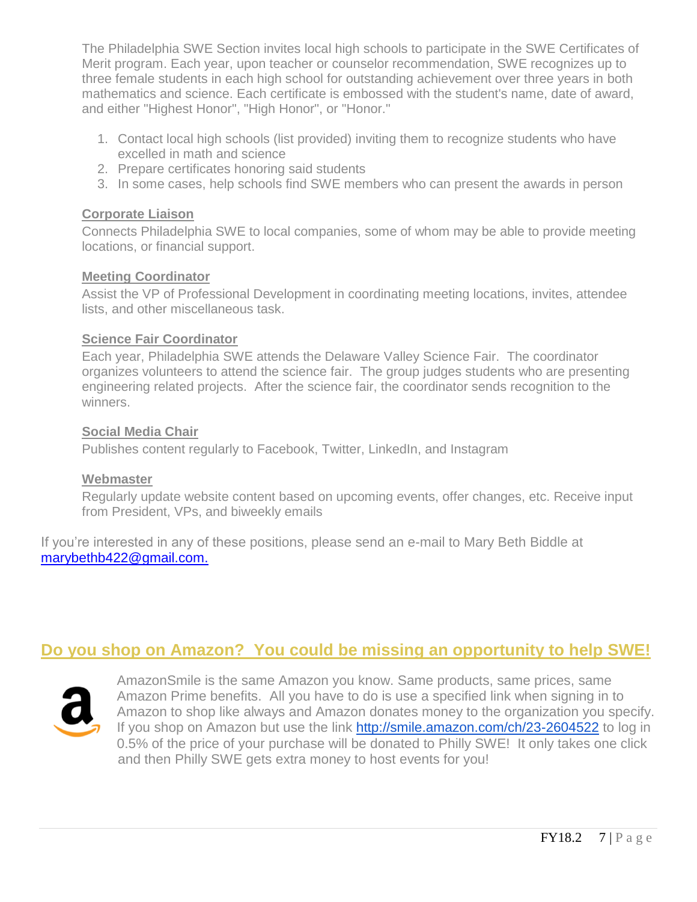The Philadelphia SWE Section invites local high schools to participate in the SWE Certificates of Merit program. Each year, upon teacher or counselor recommendation, SWE recognizes up to three female students in each high school for outstanding achievement over three years in both mathematics and science. Each certificate is embossed with the student's name, date of award, and either "Highest Honor", "High Honor", or "Honor."

1. Contact local high schools (list provided) inviting them to recognize students who have excelled in math and science
2. Prepare certificates honoring said students
3. In some cases, help schools find SWE members who can present the awards in person

**Corporate Liaison**

Connects Philadelphia SWE to local companies, some of whom may be able to provide meeting locations, or financial support.

**Meeting Coordinator**

Assist the VP of Professional Development in coordinating meeting locations, invites, attendee lists, and other miscellaneous task.

**Science Fair Coordinator**

Each year, Philadelphia SWE attends the Delaware Valley Science Fair. The coordinator organizes volunteers to attend the science fair. The group judges students who are presenting engineering related projects. After the science fair, the coordinator sends recognition to the winners.

**Social Media Chair**

Publishes content regularly to Facebook, Twitter, LinkedIn, and Instagram

**Webmaster**

Regularly update website content based on upcoming events, offer changes, etc. Receive input from President, VPs, and biweekly emails

If you're interested in any of these positions, please send an e-mail to Mary Beth Biddle at marybethb422@gmail.com.

## Do you shop on Amazon? You could be missing an opportunity to help SWE!

AmazonSmile is the same Amazon you know. Same products, same prices, same Amazon Prime benefits. All you have to do is use a specified link when signing in to Amazon to shop like always and Amazon donates money to the organization you specify. If you shop on Amazon but use the link http://smile.amazon.com/ch/23-2604522 to log in 0.5% of the price of your purchase will be donated to Philly SWE! It only takes one click and then Philly SWE gets extra money to host events for you!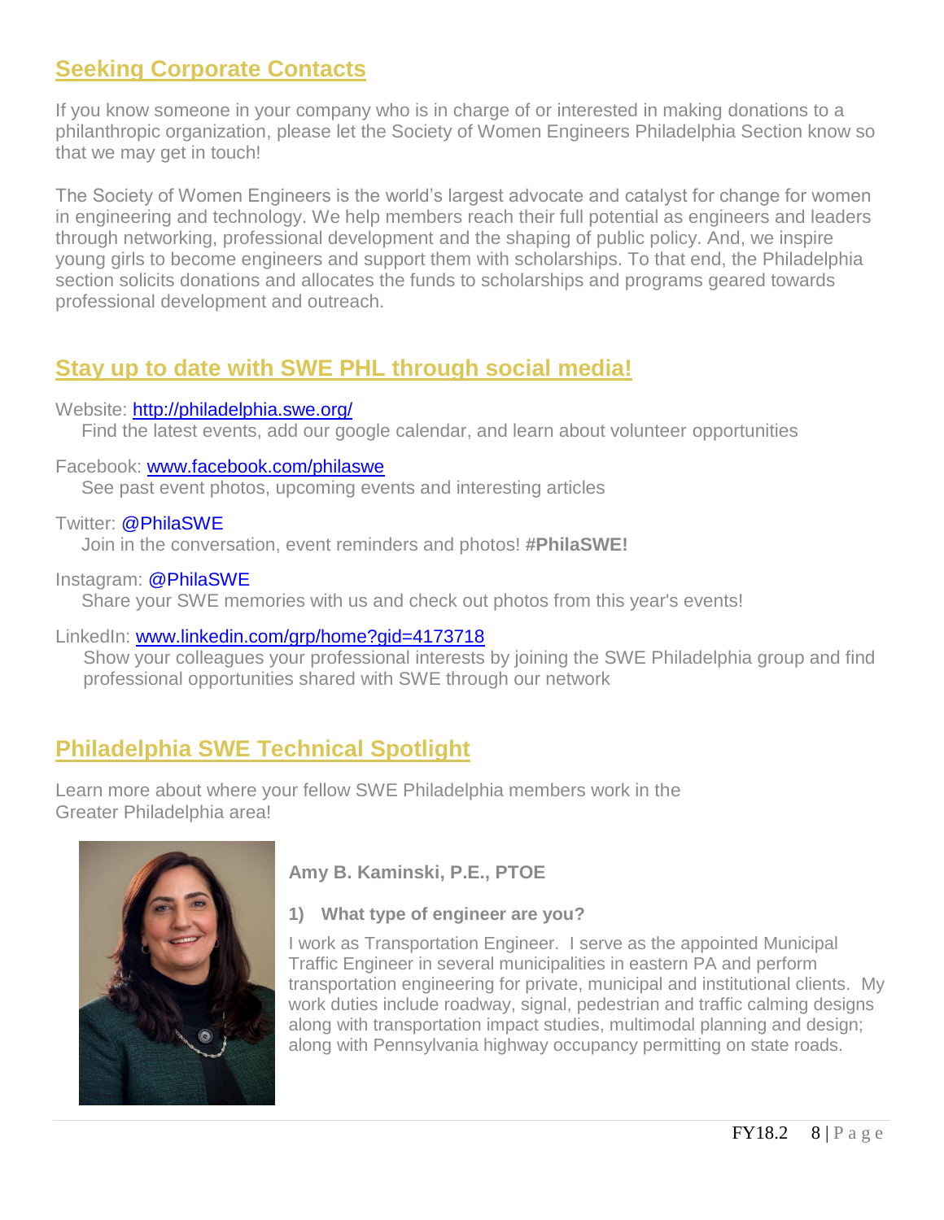## Seeking Corporate Contacts

If you know someone in your company who is in charge of or interested in making donations to a philanthropic organization, please let the Society of Women Engineers Philadelphia Section know so that we may get in touch!

The Society of Women Engineers is the world's largest advocate and catalyst for change for women in engineering and technology. We help members reach their full potential as engineers and leaders through networking, professional development and the shaping of public policy. And, we inspire young girls to become engineers and support them with scholarships. To that end, the Philadelphia section solicits donations and allocates the funds to scholarships and programs geared towards professional development and outreach.

## Stay up to date with SWE PHL through social media!

Website: http://philadelphia.swe.org/
Find the latest events, add our google calendar, and learn about volunteer opportunities

Facebook: www.facebook.com/philaswe
See past event photos, upcoming events and interesting articles

Twitter: @PhilaSWE
Join in the conversation, event reminders and photos! **#PhilaSWE!**

Instagram: @PhilaSWE
Share your SWE memories with us and check out photos from this year's events!

LinkedIn: www.linkedin.com/grp/home?gid=4173718
Show your colleagues your professional interests by joining the SWE Philadelphia group and find professional opportunities shared with SWE through our network

## Philadelphia SWE Technical Spotlight

Learn more about where your fellow SWE Philadelphia members work in the Greater Philadelphia area!

**Amy B. Kaminski, P.E., PTOE**

**1) What type of engineer are you?**

I work as Transportation Engineer. I serve as the appointed Municipal Traffic Engineer in several municipalities in eastern PA and perform transportation engineering for private, municipal and institutional clients. My work duties include roadway, signal, pedestrian and traffic calming designs along with transportation impact studies, multimodal planning and design; along with Pennsylvania highway occupancy permitting on state roads.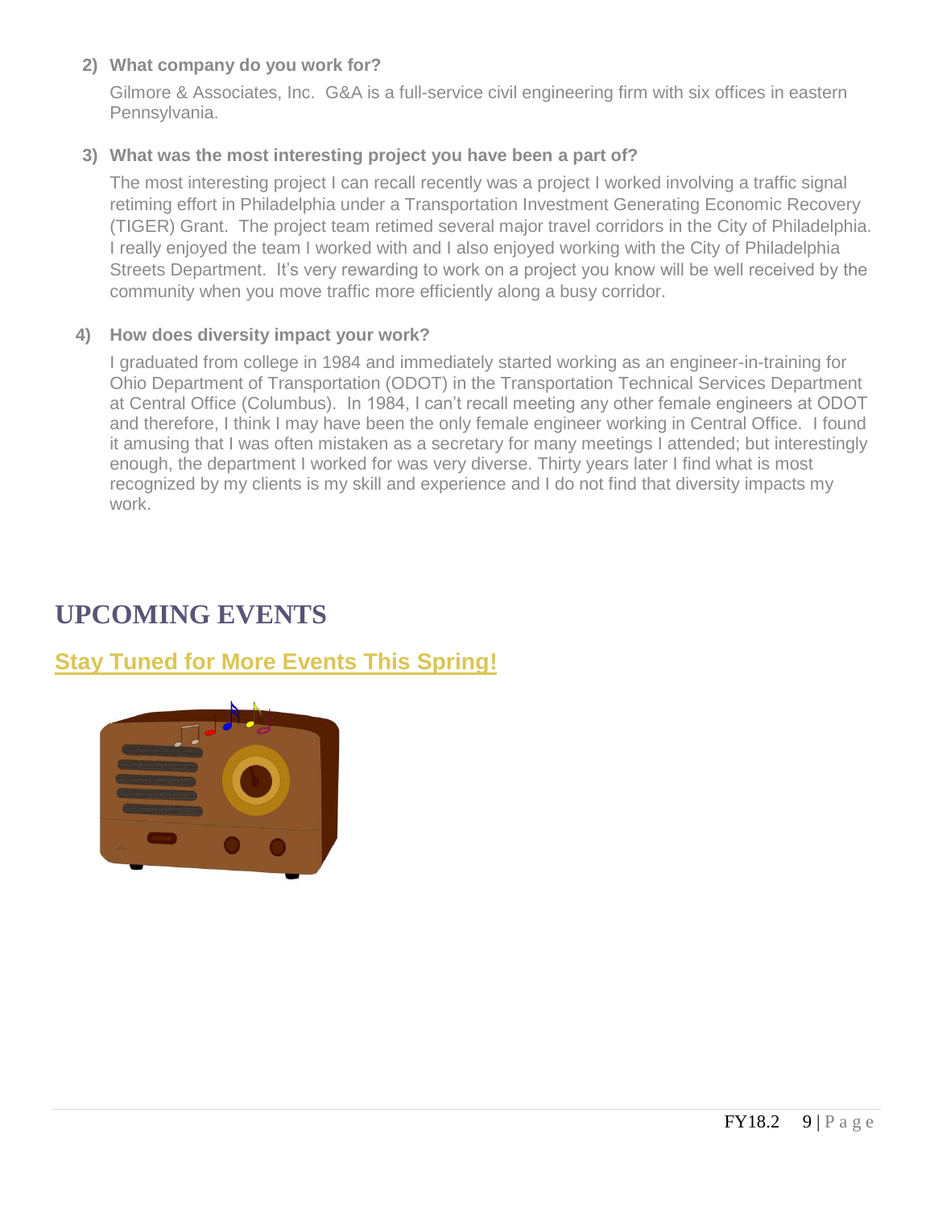2) **What company do you work for?**

   Gilmore & Associates, Inc. G&A is a full-service civil engineering firm with six offices in eastern Pennsylvania.

3) **What was the most interesting project you have been a part of?**

   The most interesting project I can recall recently was a project I worked involving a traffic signal retiming effort in Philadelphia under a Transportation Investment Generating Economic Recovery (TIGER) Grant. The project team retimed several major travel corridors in the City of Philadelphia. I really enjoyed the team I worked with and I also enjoyed working with the City of Philadelphia Streets Department. It's very rewarding to work on a project you know will be well received by the community when you move traffic more efficiently along a busy corridor.

4) **How does diversity impact your work?**

   I graduated from college in 1984 and immediately started working as an engineer-in-training for Ohio Department of Transportation (ODOT) in the Transportation Technical Services Department at Central Office (Columbus). In 1984, I can't recall meeting any other female engineers at ODOT and therefore, I think I may have been the only female engineer working in Central Office. I found it amusing that I was often mistaken as a secretary for many meetings I attended; but interestingly enough, the department I worked for was very diverse. Thirty years later I find what is most recognized by my clients is my skill and experience and I do not find that diversity impacts my work.

# UPCOMING EVENTS

## Stay Tuned for More Events This Spring!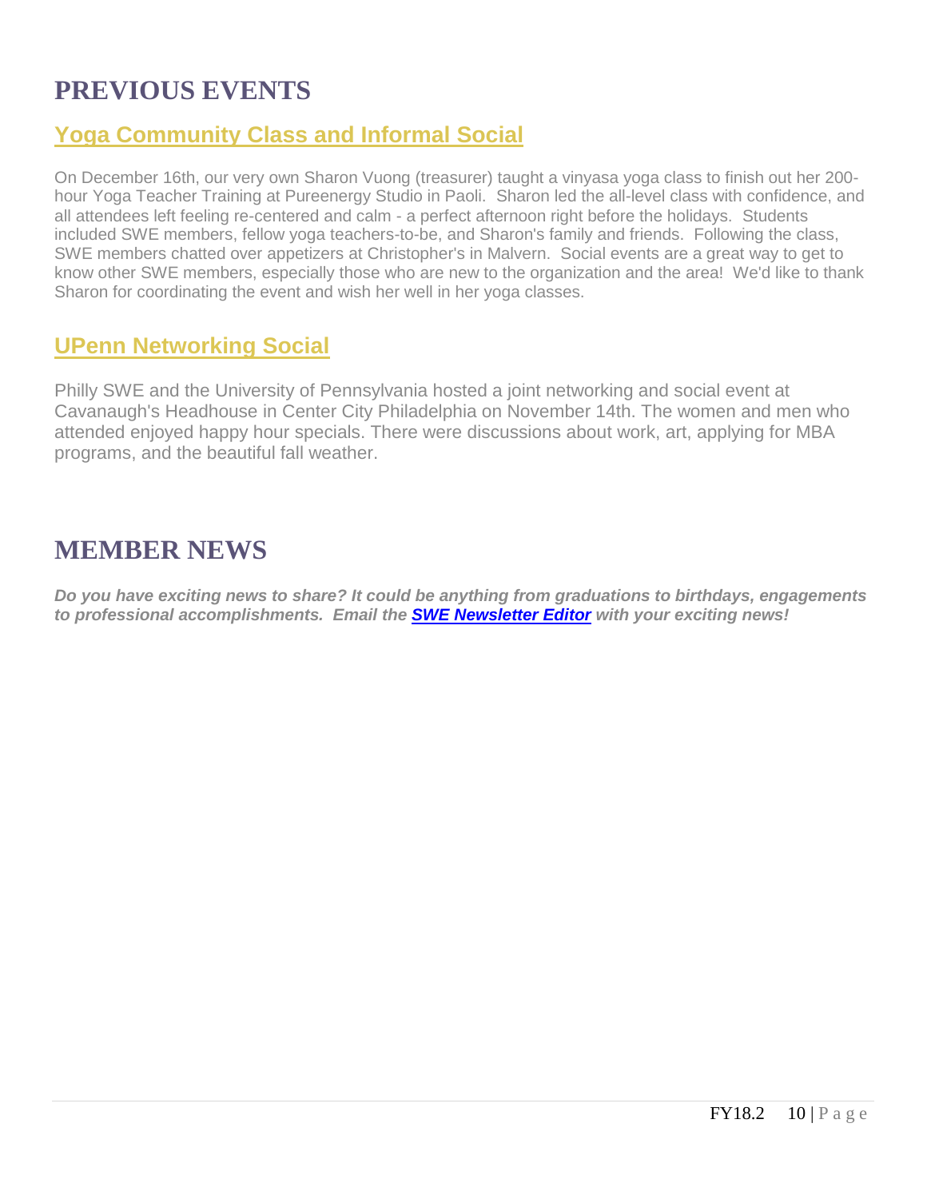# PREVIOUS EVENTS

## Yoga Community Class and Informal Social

On December 16th, our very own Sharon Vuong (treasurer) taught a vinyasa yoga class to finish out her 200-hour Yoga Teacher Training at Pureenergy Studio in Paoli. Sharon led the all-level class with confidence, and all attendees left feeling re-centered and calm - a perfect afternoon right before the holidays. Students included SWE members, fellow yoga teachers-to-be, and Sharon's family and friends. Following the class, SWE members chatted over appetizers at Christopher's in Malvern. Social events are a great way to get to know other SWE members, especially those who are new to the organization and the area! We'd like to thank Sharon for coordinating the event and wish her well in her yoga classes.

## UPenn Networking Social

Philly SWE and the University of Pennsylvania hosted a joint networking and social event at Cavanaugh's Headhouse in Center City Philadelphia on November 14th. The women and men who attended enjoyed happy hour specials. There were discussions about work, art, applying for MBA programs, and the beautiful fall weather.

# MEMBER NEWS

***Do you have exciting news to share? It could be anything from graduations to birthdays, engagements to professional accomplishments. Email the [SWE Newsletter Editor] with your exciting news!***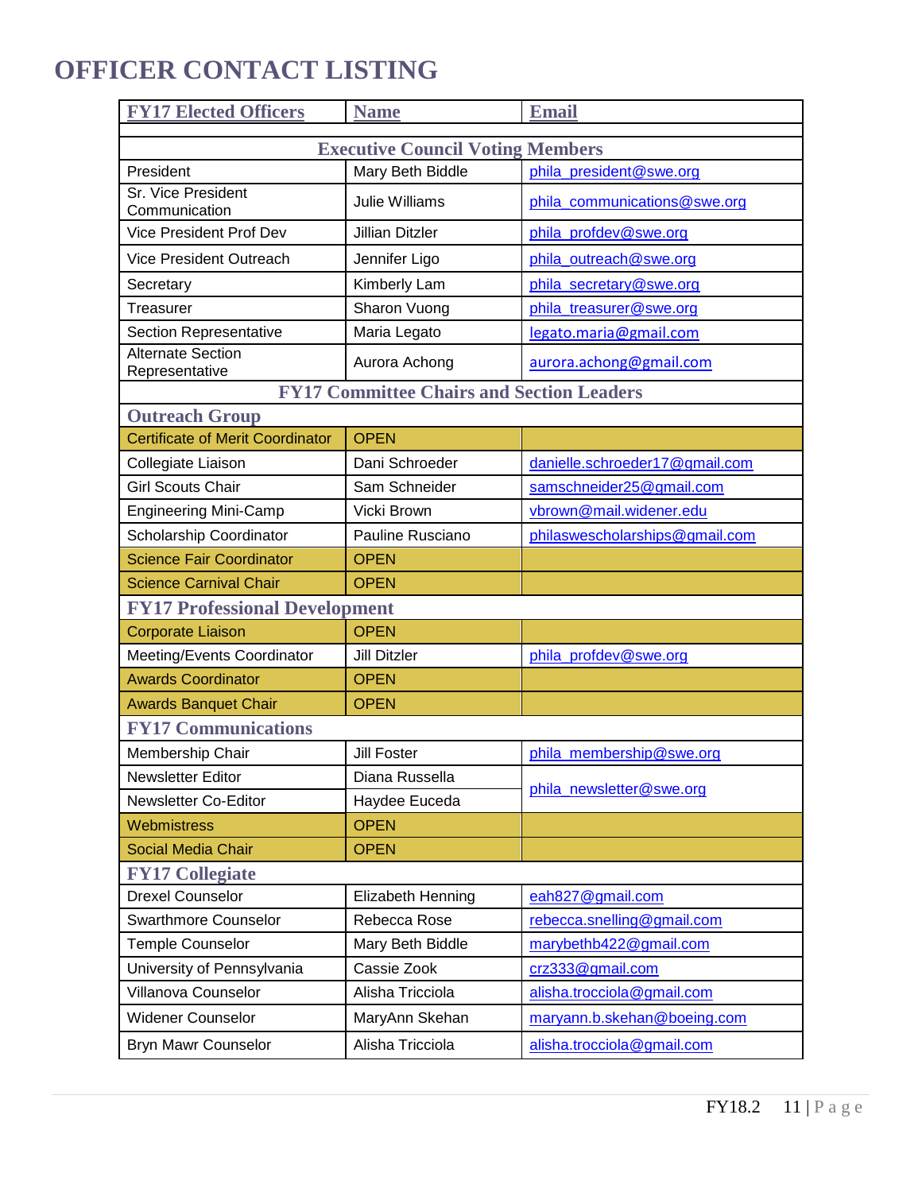# OFFICER CONTACT LISTING

| FY17 Elected Officers | Name | Email |
|---|---|---|
| **Executive Council Voting Members** | | |
| President | Mary Beth Biddle | phila_president@swe.org |
| Sr. Vice President Communication | Julie Williams | phila_communications@swe.org |
| Vice President Prof Dev | Jillian Ditzler | phila_profdev@swe.org |
| Vice President Outreach | Jennifer Ligo | phila_outreach@swe.org |
| Secretary | Kimberly Lam | phila_secretary@swe.org |
| Treasurer | Sharon Vuong | phila_treasurer@swe.org |
| Section Representative | Maria Legato | legato.maria@gmail.com |
| Alternate Section Representative | Aurora Achong | aurora.achong@gmail.com |
| **FY17 Committee Chairs and Section Leaders** | | |
| **Outreach Group** | | |
| Certificate of Merit Coordinator | OPEN | |
| Collegiate Liaison | Dani Schroeder | danielle.schroeder17@gmail.com |
| Girl Scouts Chair | Sam Schneider | samschneider25@gmail.com |
| Engineering Mini-Camp | Vicki Brown | vbrown@mail.widener.edu |
| Scholarship Coordinator | Pauline Rusciano | philaswescholarships@gmail.com |
| Science Fair Coordinator | OPEN | |
| Science Carnival Chair | OPEN | |
| **FY17 Professional Development** | | |
| Corporate Liaison | OPEN | |
| Meeting/Events Coordinator | Jill Ditzler | phila_profdev@swe.org |
| Awards Coordinator | OPEN | |
| Awards Banquet Chair | OPEN | |
| **FY17 Communications** | | |
| Membership Chair | Jill Foster | phila_membership@swe.org |
| Newsletter Editor | Diana Russella | phila_newsletter@swe.org |
| Newsletter Co-Editor | Haydee Euceda | |
| Webmistress | OPEN | |
| Social Media Chair | OPEN | |
| **FY17 Collegiate** | | |
| Drexel Counselor | Elizabeth Henning | eah827@gmail.com |
| Swarthmore Counselor | Rebecca Rose | rebecca.snelling@gmail.com |
| Temple Counselor | Mary Beth Biddle | marybethb422@gmail.com |
| University of Pennsylvania | Cassie Zook | crz333@gmail.com |
| Villanova Counselor | Alisha Tricciola | alisha.trocciola@gmail.com |
| Widener Counselor | MaryAnn Skehan | maryann.b.skehan@boeing.com |
| Bryn Mawr Counselor | Alisha Tricciola | alisha.trocciola@gmail.com |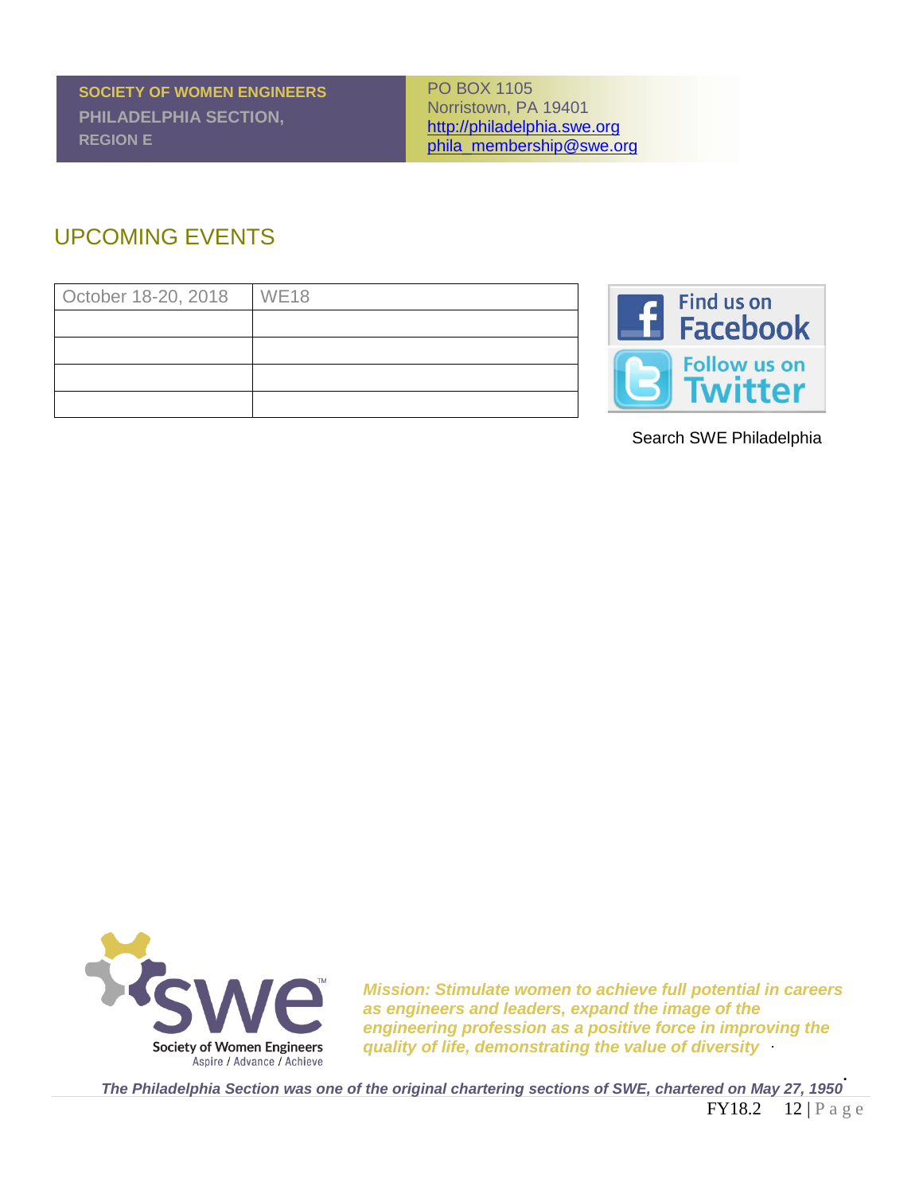**SOCIETY OF WOMEN ENGINEERS**
**PHILADELPHIA SECTION,**
**REGION E**

PO BOX 1105
Norristown, PA 19401
http://philadelphia.swe.org
phila_membership@swe.org

## UPCOMING EVENTS

| | |
|---|---|
| October 18-20, 2018 | WE18 |
| | |
| | |
| | |
| | |

Find us on Facebook

Follow us on Twitter

Search SWE Philadelphia

Society of Women Engineers
Aspire / Advance / Achieve

***Mission: Stimulate women to achieve full potential in careers as engineers and leaders, expand the image of the engineering profession as a positive force in improving the quality of life, demonstrating the value of diversity***

***The Philadelphia Section was one of the original chartering sections of SWE, chartered on May 27, 1950***